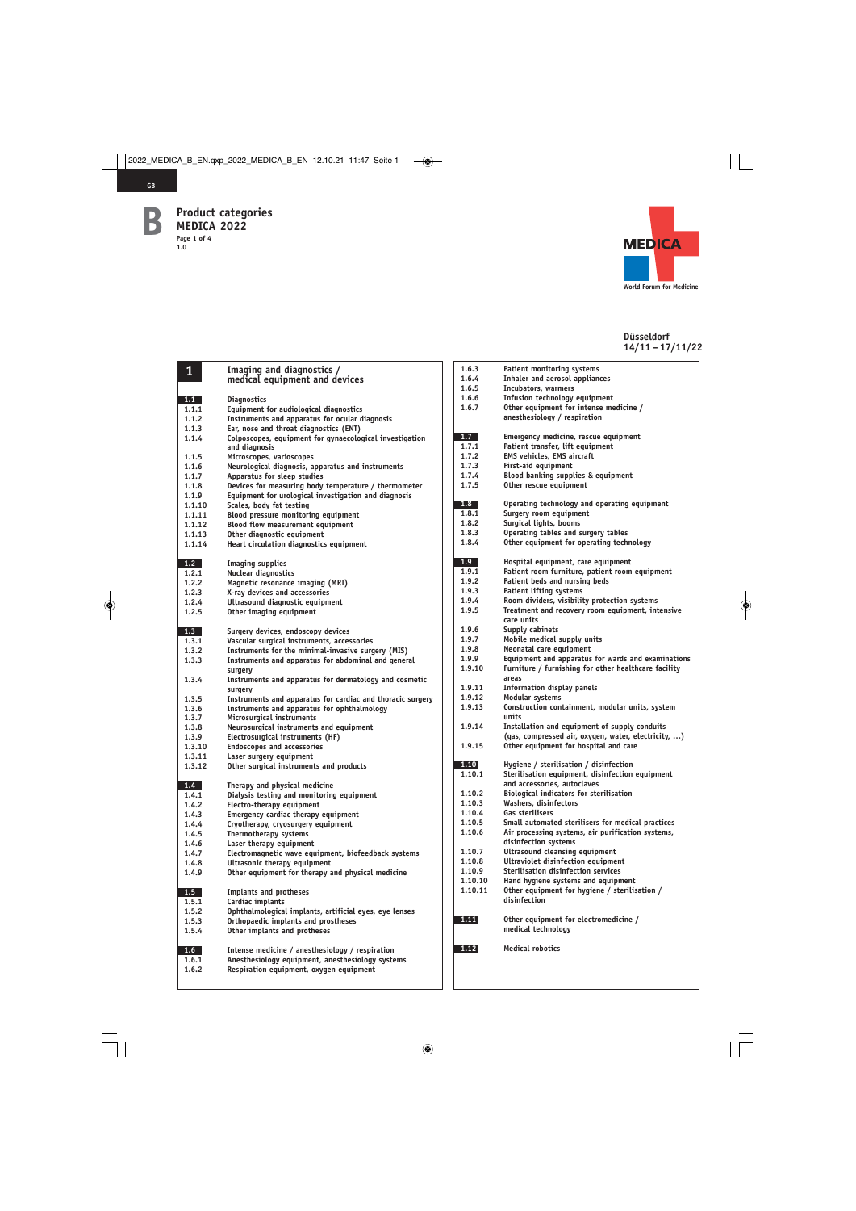# Product categories MEDICA 2022

Page 1 of 4
1.0

MEDICA
World Forum for Medicine

Düsseldorf
14/11 – 17/11/22

## 1 Imaging and diagnostics / medical equipment and devices

**1.1** Diagnostics
1.1.1 Equipment for audiological diagnostics
1.1.2 Instruments and apparatus for ocular diagnosis
1.1.3 Ear, nose and throat diagnostics (ENT)
1.1.4 Colposcopes, equipment for gynaecological investigation and diagnosis
1.1.5 Microscopes, varioscopes
1.1.6 Neurological diagnosis, apparatus and instruments
1.1.7 Apparatus for sleep studies
1.1.8 Devices for measuring body temperature / thermometer
1.1.9 Equipment for urological investigation and diagnosis
1.1.10 Scales, body fat testing
1.1.11 Blood pressure monitoring equipment
1.1.12 Blood flow measurement equipment
1.1.13 Other diagnostic equipment
1.1.14 Heart circulation diagnostics equipment

**1.2** Imaging supplies
1.2.1 Nuclear diagnostics
1.2.2 Magnetic resonance imaging (MRI)
1.2.3 X-ray devices and accessories
1.2.4 Ultrasound diagnostic equipment
1.2.5 Other imaging equipment

**1.3** Surgery devices, endoscopy devices
1.3.1 Vascular surgical instruments, accessories
1.3.2 Instruments for the minimal-invasive surgery (MIS)
1.3.3 Instruments and apparatus for abdominal and general surgery
1.3.4 Instruments and apparatus for dermatology and cosmetic surgery
1.3.5 Instruments and apparatus for cardiac and thoracic surgery
1.3.6 Instruments and apparatus for ophthalmology
1.3.7 Microsurgical instruments
1.3.8 Neurosurgical instruments and equipment
1.3.9 Electrosurgical instruments (HF)
1.3.10 Endoscopes and accessories
1.3.11 Laser surgery equipment
1.3.12 Other surgical instruments and products

**1.4** Therapy and physical medicine
1.4.1 Dialysis testing and monitoring equipment
1.4.2 Electro-therapy equipment
1.4.3 Emergency cardiac therapy equipment
1.4.4 Cryotherapy, cryosurgery equipment
1.4.5 Thermotherapy systems
1.4.6 Laser therapy equipment
1.4.7 Electromagnetic wave equipment, biofeedback systems
1.4.8 Ultrasonic therapy equipment
1.4.9 Other equipment for therapy and physical medicine

**1.5** Implants and protheses
1.5.1 Cardiac implants
1.5.2 Ophthalmological implants, artificial eyes, eye lenses
1.5.3 Orthopaedic implants and prostheses
1.5.4 Other implants and protheses

**1.6** Intense medicine / anesthesiology / respiration
1.6.1 Anesthesiology equipment, anesthesiology systems
1.6.2 Respiration equipment, oxygen equipment
1.6.3 Patient monitoring systems
1.6.4 Inhaler and aerosol appliances
1.6.5 Incubators, warmers
1.6.6 Infusion technology equipment
1.6.7 Other equipment for intense medicine / anesthesiology / respiration

**1.7** Emergency medicine, rescue equipment
1.7.1 Patient transfer, lift equipment
1.7.2 EMS vehicles, EMS aircraft
1.7.3 First-aid equipment
1.7.4 Blood banking supplies & equipment
1.7.5 Other rescue equipment

**1.8** Operating technology and operating equipment
1.8.1 Surgery room equipment
1.8.2 Surgical lights, booms
1.8.3 Operating tables and surgery tables
1.8.4 Other equipment for operating technology

**1.9** Hospital equipment, care equipment
1.9.1 Patient room furniture, patient room equipment
1.9.2 Patient beds and nursing beds
1.9.3 Patient lifting systems
1.9.4 Room dividers, visibility protection systems
1.9.5 Treatment and recovery room equipment, intensive care units
1.9.6 Supply cabinets
1.9.7 Mobile medical supply units
1.9.8 Neonatal care equipment
1.9.9 Equipment and apparatus for wards and examinations
1.9.10 Furniture / furnishing for other healthcare facility areas
1.9.11 Information display panels
1.9.12 Modular systems
1.9.13 Construction containment, modular units, system units
1.9.14 Installation and equipment of supply conduits (gas, compressed air, oxygen, water, electricity, ...)
1.9.15 Other equipment for hospital and care

**1.10** Hygiene / sterilisation / disinfection
1.10.1 Sterilisation equipment, disinfection equipment and accessories, autoclaves
1.10.2 Biological indicators for sterilisation
1.10.3 Washers, disinfectors
1.10.4 Gas sterilisers
1.10.5 Small automated sterilisers for medical practices
1.10.6 Air processing systems, air purification systems, disinfection systems
1.10.7 Ultrasound cleansing equipment
1.10.8 Ultraviolet disinfection equipment
1.10.9 Sterilisation disinfection services
1.10.10 Hand hygiene systems and equipment
1.10.11 Other equipment for hygiene / sterilisation / disinfection

**1.11** Other equipment for electromedicine / medical technology

**1.12** Medical robotics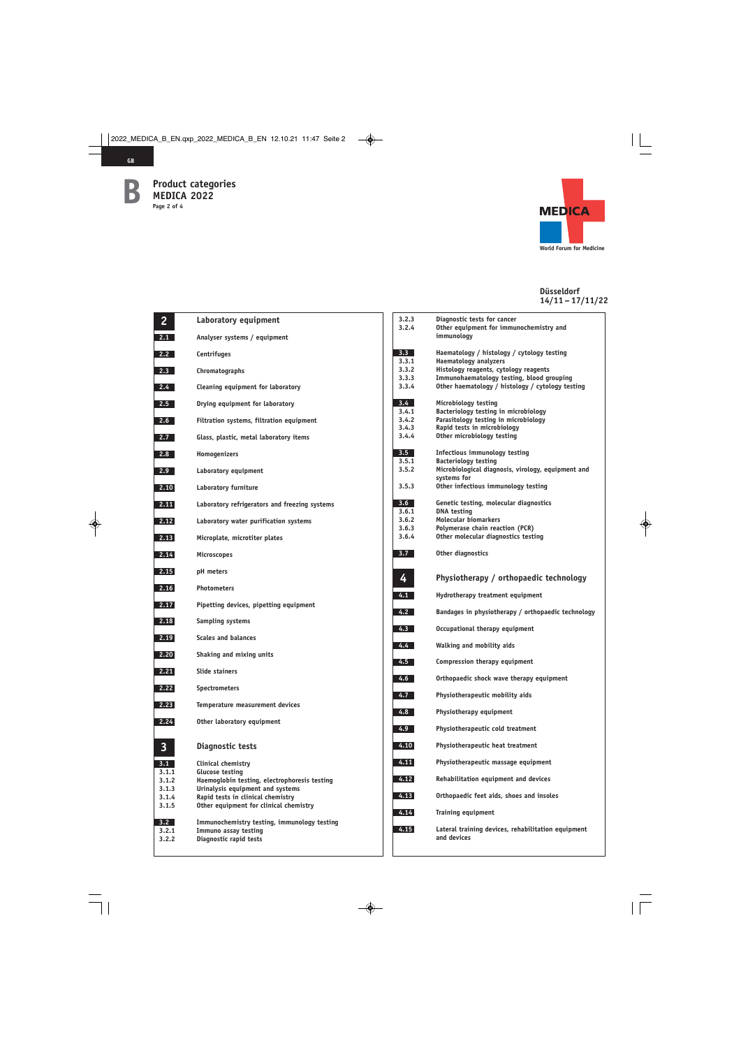# Product categories MEDICA 2022

Düsseldorf
14/11 – 17/11/22

## 2 Laboratory equipment

- **2.1** Analyser systems / equipment
- **2.2** Centrifuges
- **2.3** Chromatographs
- **2.4** Cleaning equipment for laboratory
- **2.5** Drying equipment for laboratory
- **2.6** Filtration systems, filtration equipment
- **2.7** Glass, plastic, metal laboratory items
- **2.8** Homogenizers
- **2.9** Laboratory equipment
- **2.10** Laboratory furniture
- **2.11** Laboratory refrigerators and freezing systems
- **2.12** Laboratory water purification systems
- **2.13** Microplate, microtiter plates
- **2.14** Microscopes
- **2.15** pH meters
- **2.16** Photometers
- **2.17** Pipetting devices, pipetting equipment
- **2.18** Sampling systems
- **2.19** Scales and balances
- **2.20** Shaking and mixing units
- **2.21** Slide stainers
- **2.22** Spectrometers
- **2.23** Temperature measurement devices
- **2.24** Other laboratory equipment

## 3 Diagnostic tests

- **3.1** Clinical chemistry
  - 3.1.1 Glucose testing
  - 3.1.2 Haemoglobin testing, electrophoresis testing
  - 3.1.3 Urinalysis equipment and systems
  - 3.1.4 Rapid tests in clinical chemistry
  - 3.1.5 Other equipment for clinical chemistry
- **3.2** Immunochemistry testing, immunology testing
  - 3.2.1 Immuno assay testing
  - 3.2.2 Diagnostic rapid tests
  - 3.2.3 Diagnostic tests for cancer
  - 3.2.4 Other equipment for immunochemistry and immunology
- **3.3** Haematology / histology / cytology testing
  - 3.3.1 Haematology analyzers
  - 3.3.2 Histology reagents, cytology reagents
  - 3.3.3 Immunohaematology testing, blood grouping
  - 3.3.4 Other haematology / histology / cytology testing
- **3.4** Microbiology testing
  - 3.4.1 Bacteriology testing in microbiology
  - 3.4.2 Parasitology testing in microbiology
  - 3.4.3 Rapid tests in microbiology
  - 3.4.4 Other microbiology testing
- **3.5** Infectious immunology testing
  - 3.5.1 Bacteriology testing
  - 3.5.2 Microbiological diagnosis, virology, equipment and systems for
  - 3.5.3 Other infectious immunology testing
- **3.6** Genetic testing, molecular diagnostics
  - 3.6.1 DNA testing
  - 3.6.2 Molecular biomarkers
  - 3.6.3 Polymerase chain reaction (PCR)
  - 3.6.4 Other molecular diagnostics testing
- **3.7** Other diagnostics

## 4 Physiotherapy / orthopaedic technology

- **4.1** Hydrotherapy treatment equipment
- **4.2** Bandages in physiotherapy / orthopaedic technology
- **4.3** Occupational therapy equipment
- **4.4** Walking and mobility aids
- **4.5** Compression therapy equipment
- **4.6** Orthopaedic shock wave therapy equipment
- **4.7** Physiotherapeutic mobility aids
- **4.8** Physiotherapy equipment
- **4.9** Physiotherapeutic cold treatment
- **4.10** Physiotherapeutic heat treatment
- **4.11** Physiotherapeutic massage equipment
- **4.12** Rehabilitation equipment and devices
- **4.13** Orthopaedic feet aids, shoes and insoles
- **4.14** Training equipment
- **4.15** Lateral training devices, rehabilitation equipment and devices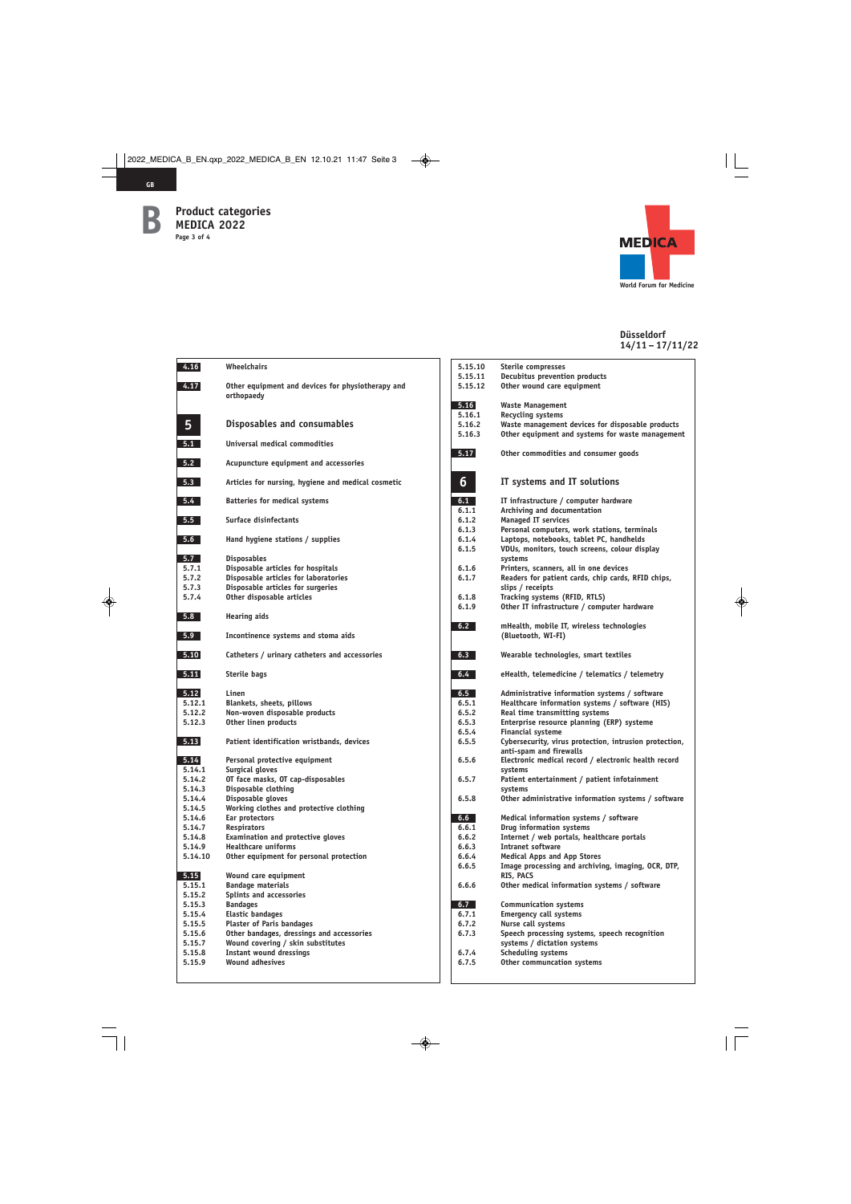# Product categories MEDICA 2022

MEDICA World Forum for Medicine

Düsseldorf
14/11 – 17/11/22

4.16 Wheelchairs

4.17 Other equipment and devices for physiotherapy and orthopaedy

## 5 Disposables and consumables

5.1 Universal medical commodities

5.2 Acupuncture equipment and accessories

5.3 Articles for nursing, hygiene and medical cosmetic

5.4 Batteries for medical systems

5.5 Surface disinfectants

5.6 Hand hygiene stations / supplies

5.7 Disposables
5.7.1 Disposable articles for hospitals
5.7.2 Disposable articles for laboratories
5.7.3 Disposable articles for surgeries
5.7.4 Other disposable articles

5.8 Hearing aids

5.9 Incontinence systems and stoma aids

5.10 Catheters / urinary catheters and accessories

5.11 Sterile bags

5.12 Linen
5.12.1 Blankets, sheets, pillows
5.12.2 Non-woven disposable products
5.12.3 Other linen products

5.13 Patient identification wristbands, devices

5.14 Personal protective equipment
5.14.1 Surgical gloves
5.14.2 OT face masks, OT cap-disposables
5.14.3 Disposable clothing
5.14.4 Disposable gloves
5.14.5 Working clothes and protective clothing
5.14.6 Ear protectors
5.14.7 Respirators
5.14.8 Examination and protective gloves
5.14.9 Healthcare uniforms
5.14.10 Other equipment for personal protection

5.15 Wound care equipment
5.15.1 Bandage materials
5.15.2 Splints and accessories
5.15.3 Bandages
5.15.4 Elastic bandages
5.15.5 Plaster of Paris bandages
5.15.6 Other bandages, dressings and accessories
5.15.7 Wound covering / skin substitutes
5.15.8 Instant wound dressings
5.15.9 Wound adhesives
5.15.10 Sterile compresses
5.15.11 Decubitus prevention products
5.15.12 Other wound care equipment

5.16 Waste Management
5.16.1 Recycling systems
5.16.2 Waste management devices for disposable products
5.16.3 Other equipment and systems for waste management

5.17 Other commodities and consumer goods

## 6 IT systems and IT solutions

6.1 IT infrastructure / computer hardware
6.1.1 Archiving and documentation
6.1.2 Managed IT services
6.1.3 Personal computers, work stations, terminals
6.1.4 Laptops, notebooks, tablet PC, handhelds
6.1.5 VDUs, monitors, touch screens, colour display systems
6.1.6 Printers, scanners, all in one devices
6.1.7 Readers for patient cards, chip cards, RFID chips, slips / receipts
6.1.8 Tracking systems (RFID, RTLS)
6.1.9 Other IT infrastructure / computer hardware

6.2 mHealth, mobile IT, wireless technologies (Bluetooth, WI-FI)

6.3 Wearable technologies, smart textiles

6.4 eHealth, telemedicine / telematics / telemetry

6.5 Administrative information systems / software
6.5.1 Healthcare information systems / software (HIS)
6.5.2 Real time transmitting systems
6.5.3 Enterprise resource planning (ERP) systeme
6.5.4 Financial systeme
6.5.5 Cybersecurity, virus protection, intrusion protection, anti-spam and firewalls
6.5.6 Electronic medical record / electronic health record systems
6.5.7 Patient entertainment / patient infotainment systems
6.5.8 Other administrative information systems / software

6.6 Medical information systems / software
6.6.1 Drug information systems
6.6.2 Internet / web portals, healthcare portals
6.6.3 Intranet software
6.6.4 Medical Apps and App Stores
6.6.5 Image processing and archiving, imaging, OCR, DTP, RIS, PACS
6.6.6 Other medical information systems / software

6.7 Communication systems
6.7.1 Emergency call systems
6.7.2 Nurse call systems
6.7.3 Speech processing systems, speech recognition systems / dictation systems
6.7.4 Scheduling systems
6.7.5 Other communcation systems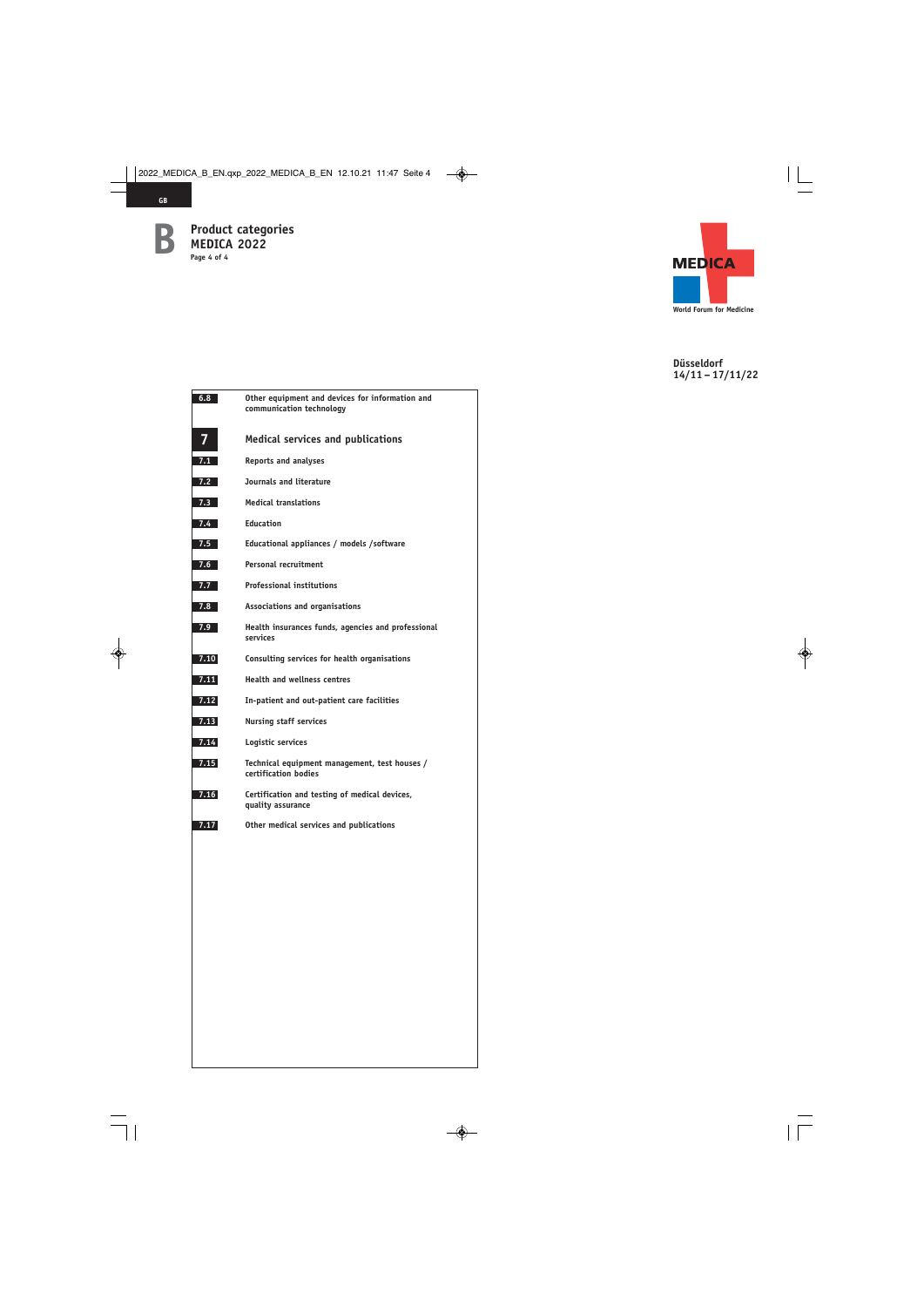# Product categories MEDICA 2022

MEDICA World Forum for Medicine

Düsseldorf 14/11 – 17/11/22

**6.8** Other equipment and devices for information and communication technology

## 7 Medical services and publications

**7.1** Reports and analyses

**7.2** Journals and literature

**7.3** Medical translations

**7.4** Education

**7.5** Educational appliances / models /software

**7.6** Personal recruitment

**7.7** Professional institutions

**7.8** Associations and organisations

**7.9** Health insurances funds, agencies and professional services

**7.10** Consulting services for health organisations

**7.11** Health and wellness centres

**7.12** In-patient and out-patient care facilities

**7.13** Nursing staff services

**7.14** Logistic services

**7.15** Technical equipment management, test houses / certification bodies

**7.16** Certification and testing of medical devices, quality assurance

**7.17** Other medical services and publications